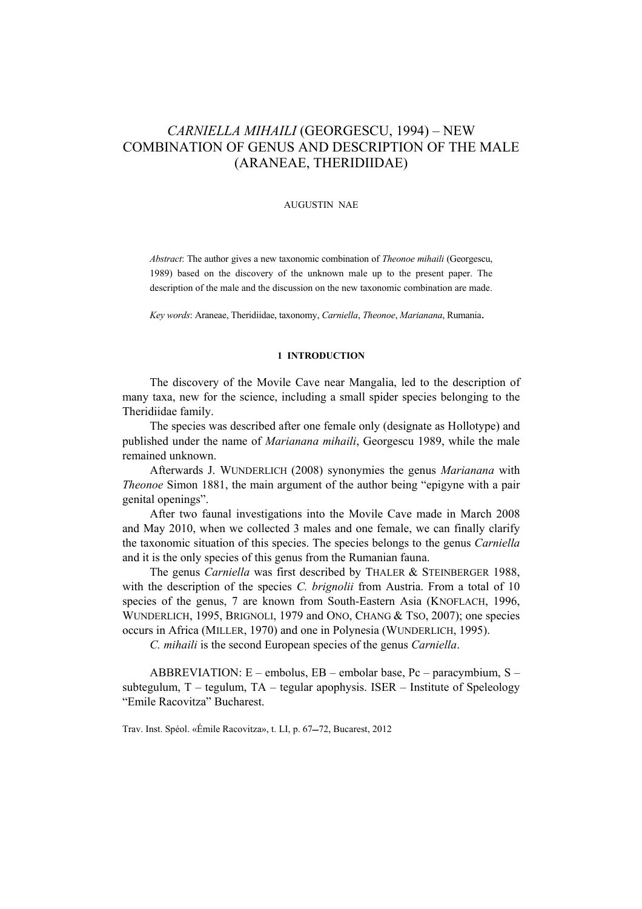# *CARNIELLA MIHAILI* (GEORGESCU, 1994) – NEW COMBINATION OF GENUS AND DESCRIPTION OF THE MALE (ARANEAE, THERIDIIDAE)

AUGUSTIN NAE

*Abstract*: The author gives a new taxonomic combination of *Theonoe mihaili* (Georgescu, 1989) based on the discovery of the unknown male up to the present paper. The description of the male and the discussion on the new taxonomic combination are made.

*Key words*: Araneae, Theridiidae, taxonomy, *Carniella*, *Theonoe*, *Marianana*, Rumania.

## 1 INTRODUCTION

The discovery of the Movile Cave near Mangalia, led to the description of many taxa, new for the science, including a small spider species belonging to the Theridiidae family.

The species was described after one female only (designate as Hollotype) and published under the name of *Marianana mihaili*, Georgescu 1989, while the male remained unknown.

Afterwards J. WUNDERLICH (2008) synonymies the genus *Marianana* with *Theonoe* Simon 1881, the main argument of the author being "epigyne with a pair genital openings".

After two faunal investigations into the Movile Cave made in March 2008 and May 2010, when we collected 3 males and one female, we can finally clarify the taxonomic situation of this species. The species belongs to the genus *Carniella* and it is the only species of this genus from the Rumanian fauna.

The genus *Carniella* was first described by THALER & STEINBERGER 1988, with the description of the species *C. brignolii* from Austria. From a total of 10 species of the genus, 7 are known from South-Eastern Asia (KNOFLACH, 1996, WUNDERLICH, 1995, BRIGNOLI, 1979 and ONO, CHANG & TSO, 2007); one species occurs in Africa (MILLER, 1970) and one in Polynesia (WUNDERLICH, 1995).

*C. mihaili* is the second European species of the genus *Carniella*.

ABBREVIATION: E – embolus, EB – embolar base, Pc – paracymbium, S – subtegulum, T – tegulum, TA – tegular apophysis. ISER – Institute of Speleology "Emile Racovitza" Bucharest.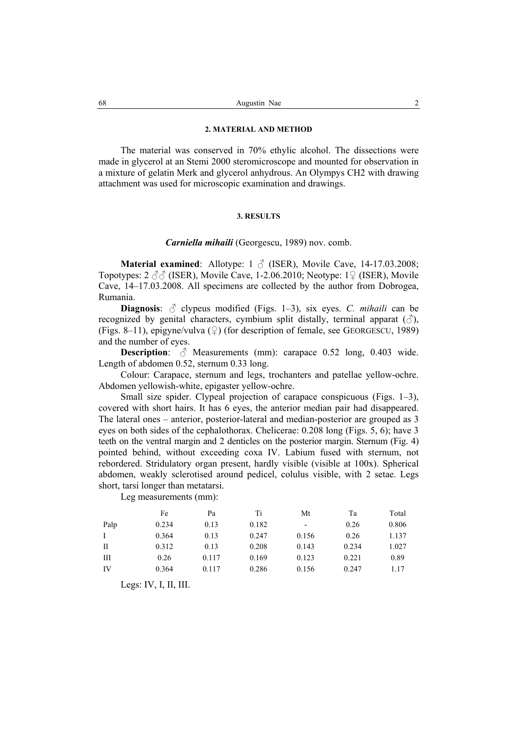## 2. MATERIAL AND METHOD

The material was conserved in 70% ethylic alcohol. The dissections were made in glycerol at an Stemi 2000 steromicroscope and mounted for observation in a mixture of gelatin Merk and glycerol anhydrous. An Olympys CH2 with drawing attachment was used for microscopic examination and drawings.

## 3. RESULTS

### *Carniella mihaili* (Georgescu, 1989) nov. comb.

**Material examined**: Allotype: 1 ♂ (ISER), Movile Cave, 14-17.03.2008; Topotypes: 2 ♂♂ (ISER), Movile Cave, 1-2.06.2010; Neotype: 1♀ (ISER), Movile Cave, 14–17.03.2008. All specimens are collected by the author from Dobrogea, Rumania.

**Diagnosis**: ♂ clypeus modified (Figs. 1–3), six eyes. *C. mihaili* can be recognized by genital characters, cymbium split distally, terminal apparat (♂), (Figs. 8–11), epigyne/vulva (♀) (for description of female, see GEORGESCU, 1989) and the number of eyes.

**Description**: ♂ Measurements (mm): carapace 0.52 long, 0.403 wide. Length of abdomen 0.52, sternum 0.33 long.

Colour: Carapace, sternum and legs, trochanters and patellae yellow-ochre. Abdomen yellowish-white, epigaster yellow-ochre.

Small size spider. Clypeal projection of carapace conspicuous (Figs. 1–3), covered with short hairs. It has 6 eyes, the anterior median pair had disappeared. The lateral ones – anterior, posterior-lateral and median-posterior are grouped as 3 eyes on both sides of the cephalothorax. Chelicerae: 0.208 long (Figs. 5, 6); have 3 teeth on the ventral margin and 2 denticles on the posterior margin. Sternum (Fig. 4) pointed behind, without exceeding coxa IV. Labium fused with sternum, not rebordered. Stridulatory organ present, hardly visible (visible at 100x). Spherical abdomen, weakly sclerotised around pedicel, colulus visible, with 2 setae. Legs short, tarsi longer than metatarsi.

Leg measurements (mm):

| | Fe | Pa | Ti | Mt | Ta | Total |
|---|---|---|---|---|---|---|
| Palp | 0.234 | 0.13 | 0.182 | - | 0.26 | 0.806 |
| I | 0.364 | 0.13 | 0.247 | 0.156 | 0.26 | 1.137 |
| II | 0.312 | 0.13 | 0.208 | 0.143 | 0.234 | 1.027 |
| III | 0.26 | 0.117 | 0.169 | 0.123 | 0.221 | 0.89 |
| IV | 0.364 | 0.117 | 0.286 | 0.156 | 0.247 | 1.17 |

Legs: IV, I, II, III.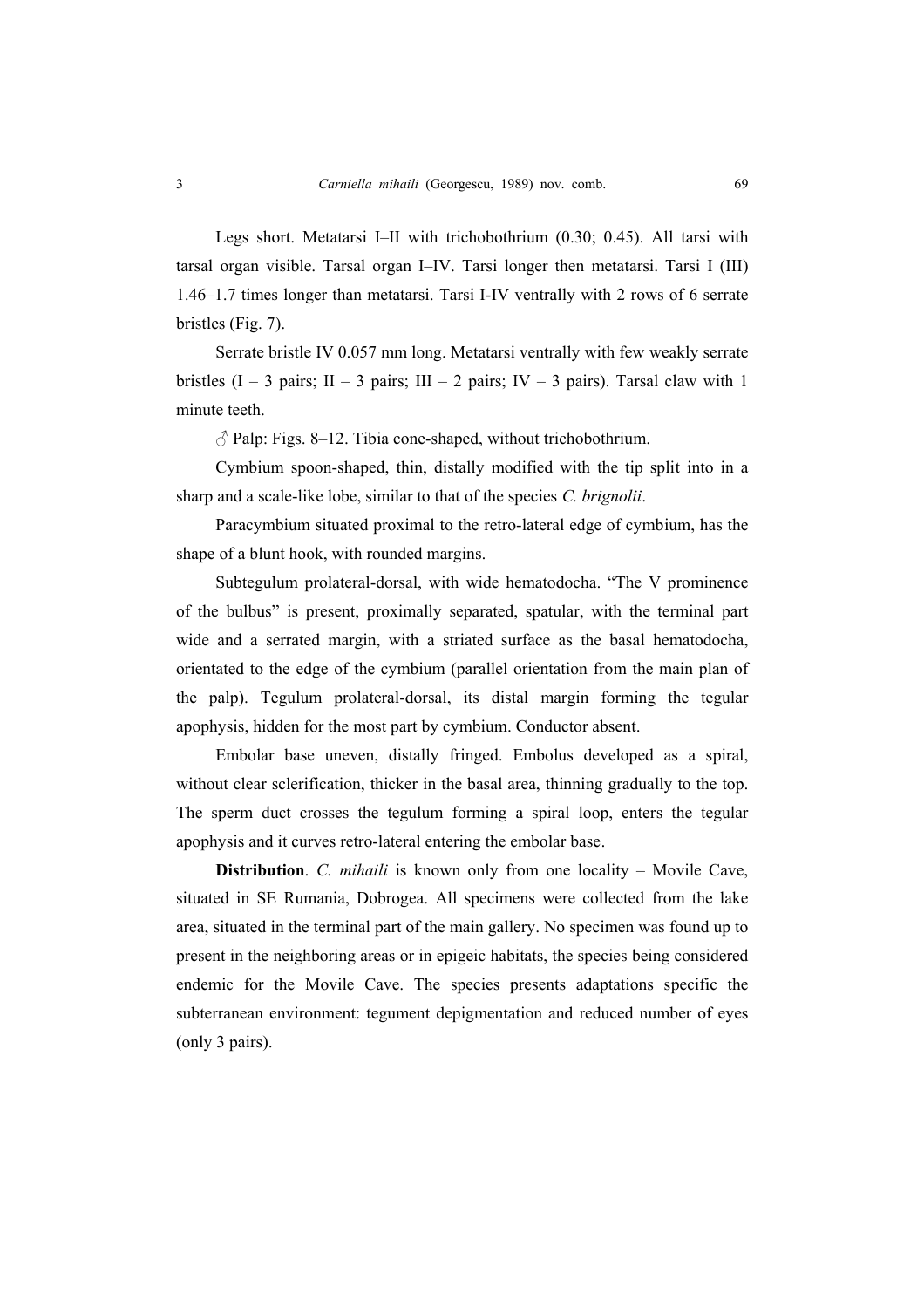Legs short. Metatarsi I–II with trichobothrium (0.30; 0.45). All tarsi with tarsal organ visible. Tarsal organ I–IV. Tarsi longer then metatarsi. Tarsi I (III) 1.46–1.7 times longer than metatarsi. Tarsi I-IV ventrally with 2 rows of 6 serrate bristles (Fig. 7).

Serrate bristle IV 0.057 mm long. Metatarsi ventrally with few weakly serrate bristles (I – 3 pairs; II – 3 pairs; III – 2 pairs; IV – 3 pairs). Tarsal claw with 1 minute teeth.

♂ Palp: Figs. 8–12. Tibia cone-shaped, without trichobothrium.

Cymbium spoon-shaped, thin, distally modified with the tip split into in a sharp and a scale-like lobe, similar to that of the species *C. brignolii*.

Paracymbium situated proximal to the retro-lateral edge of cymbium, has the shape of a blunt hook, with rounded margins.

Subtegulum prolateral-dorsal, with wide hematodocha. "The V prominence of the bulbus" is present, proximally separated, spatular, with the terminal part wide and a serrated margin, with a striated surface as the basal hematodocha, orientated to the edge of the cymbium (parallel orientation from the main plan of the palp). Tegulum prolateral-dorsal, its distal margin forming the tegular apophysis, hidden for the most part by cymbium. Conductor absent.

Embolar base uneven, distally fringed. Embolus developed as a spiral, without clear sclerification, thicker in the basal area, thinning gradually to the top. The sperm duct crosses the tegulum forming a spiral loop, enters the tegular apophysis and it curves retro-lateral entering the embolar base.

**Distribution**. *C. mihaili* is known only from one locality – Movile Cave, situated in SE Rumania, Dobrogea. All specimens were collected from the lake area, situated in the terminal part of the main gallery. No specimen was found up to present in the neighboring areas or in epigeic habitats, the species being considered endemic for the Movile Cave. The species presents adaptations specific the subterranean environment: tegument depigmentation and reduced number of eyes (only 3 pairs).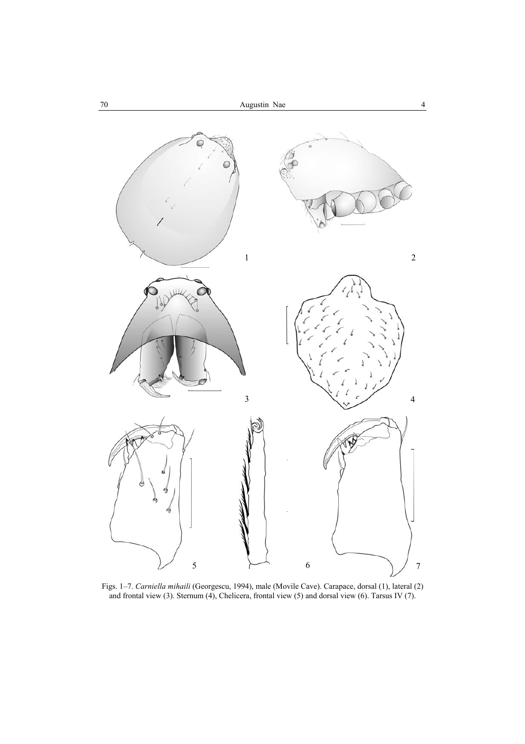Figs. 1–7. *Carniella mihaili* (Georgescu, 1994), male (Movile Cave). Carapace, dorsal (1), lateral (2) and frontal view (3). Sternum (4), Chelicera, frontal view (5) and dorsal view (6). Tarsus IV (7).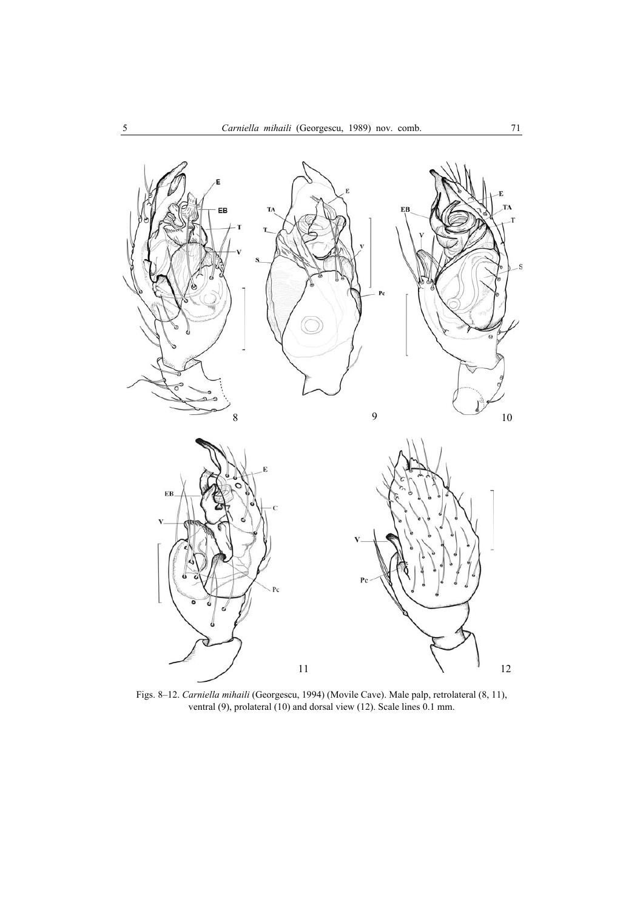Figs. 8–12. *Carniella mihaili* (Georgescu, 1994) (Movile Cave). Male palp, retrolateral (8, 11), ventral (9), prolateral (10) and dorsal view (12). Scale lines 0.1 mm.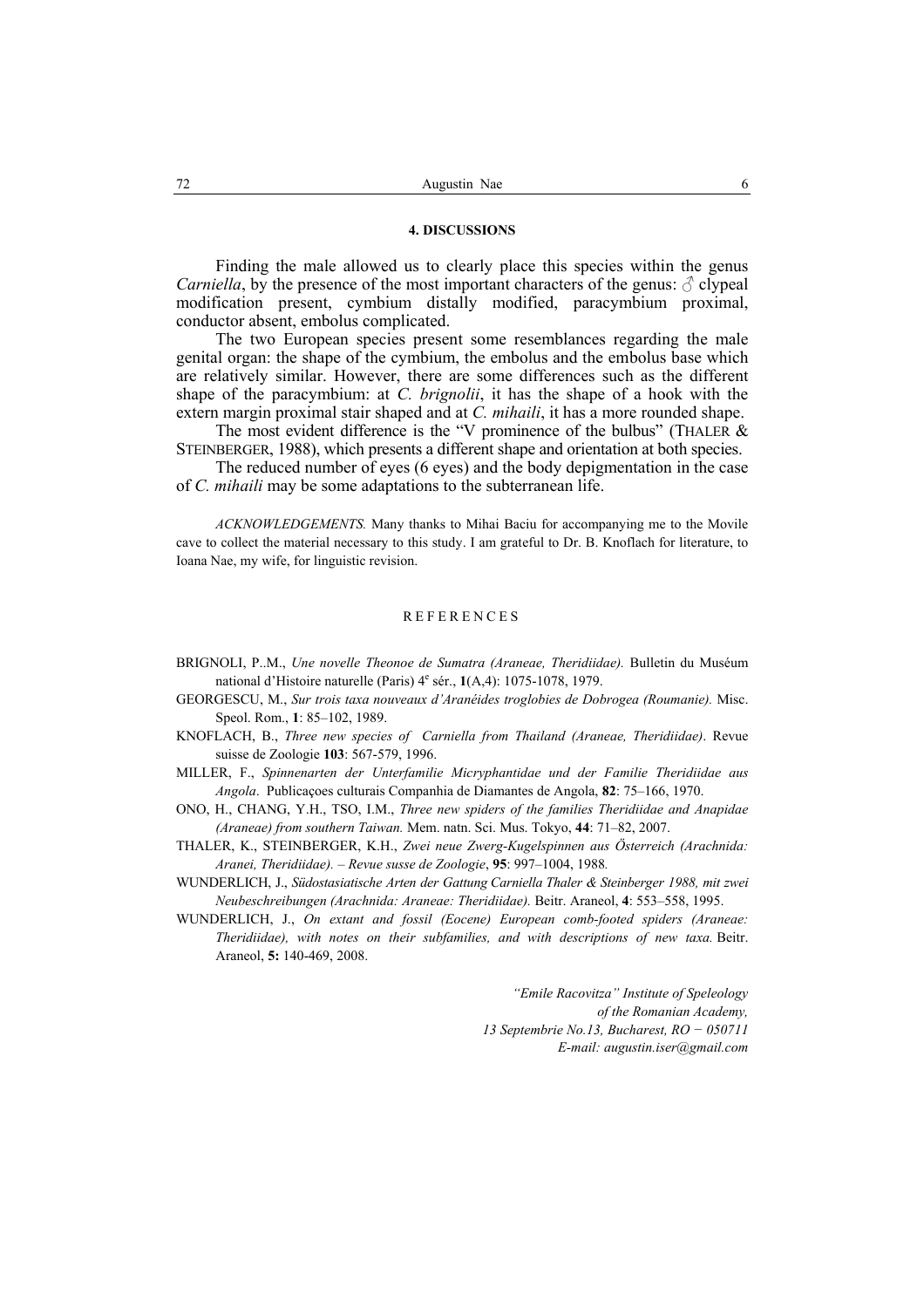## 4. DISCUSSIONS

Finding the male allowed us to clearly place this species within the genus *Carniella*, by the presence of the most important characters of the genus: ♂ clypeal modification present, cymbium distally modified, paracymbium proximal, conductor absent, embolus complicated.

The two European species present some resemblances regarding the male genital organ: the shape of the cymbium, the embolus and the embolus base which are relatively similar. However, there are some differences such as the different shape of the paracymbium: at *C. brignolii*, it has the shape of a hook with the extern margin proximal stair shaped and at *C. mihaili*, it has a more rounded shape.

The most evident difference is the "V prominence of the bulbus" (THALER & STEINBERGER, 1988), which presents a different shape and orientation at both species.

The reduced number of eyes (6 eyes) and the body depigmentation in the case of *C. mihaili* may be some adaptations to the subterranean life.

*ACKNOWLEDGEMENTS.* Many thanks to Mihai Baciu for accompanying me to the Movile cave to collect the material necessary to this study. I am grateful to Dr. B. Knoflach for literature, to Ioana Nae, my wife, for linguistic revision.

## REFERENCES

BRIGNOLI, P..M., *Une novelle Theonoe de Sumatra (Araneae, Theridiidae).* Bulletin du Muséum national d'Histoire naturelle (Paris) 4[e] sér., **1**(A,4): 1075-1078, 1979.

GEORGESCU, M., *Sur trois taxa nouveaux d'Aranéides troglobies de Dobrogea (Roumanie).* Misc. Speol. Rom., **1**: 85–102, 1989.

KNOFLACH, B., *Three new species of Carniella from Thailand (Araneae, Theridiidae)*. Revue suisse de Zoologie **103**: 567-579, 1996.

MILLER, F., *Spinnenarten der Unterfamilie Micryphantidae und der Familie Theridiidae aus Angola*. Publicaçoes culturais Companhia de Diamantes de Angola, **82**: 75–166, 1970.

ONO, H., CHANG, Y.H., TSO, I.M., *Three new spiders of the families Theridiidae and Anapidae (Araneae) from southern Taiwan.* Mem. natn. Sci. Mus. Tokyo, **44**: 71–82, 2007.

THALER, K., STEINBERGER, K.H., *Zwei neue Zwerg-Kugelspinnen aus Österreich (Arachnida: Aranei, Theridiidae). – Revue susse de Zoologie*, **95**: 997–1004, 1988.

WUNDERLICH, J., *Südostasiatische Arten der Gattung Carniella Thaler & Steinberger 1988, mit zwei Neubeschreibungen (Arachnida: Araneae: Theridiidae).* Beitr. Araneol, **4**: 553–558, 1995.

WUNDERLICH, J., *On extant and fossil (Eocene) European comb-footed spiders (Araneae: Theridiidae), with notes on their subfamilies, and with descriptions of new taxa.* Beitr. Araneol, **5:** 140-469, 2008.

*"Emile Racovitza" Institute of Speleology*
*of the Romanian Academy,*
*13 Septembrie No.13, Bucharest, RO − 050711*
*E-mail: augustin.iser@gmail.com*